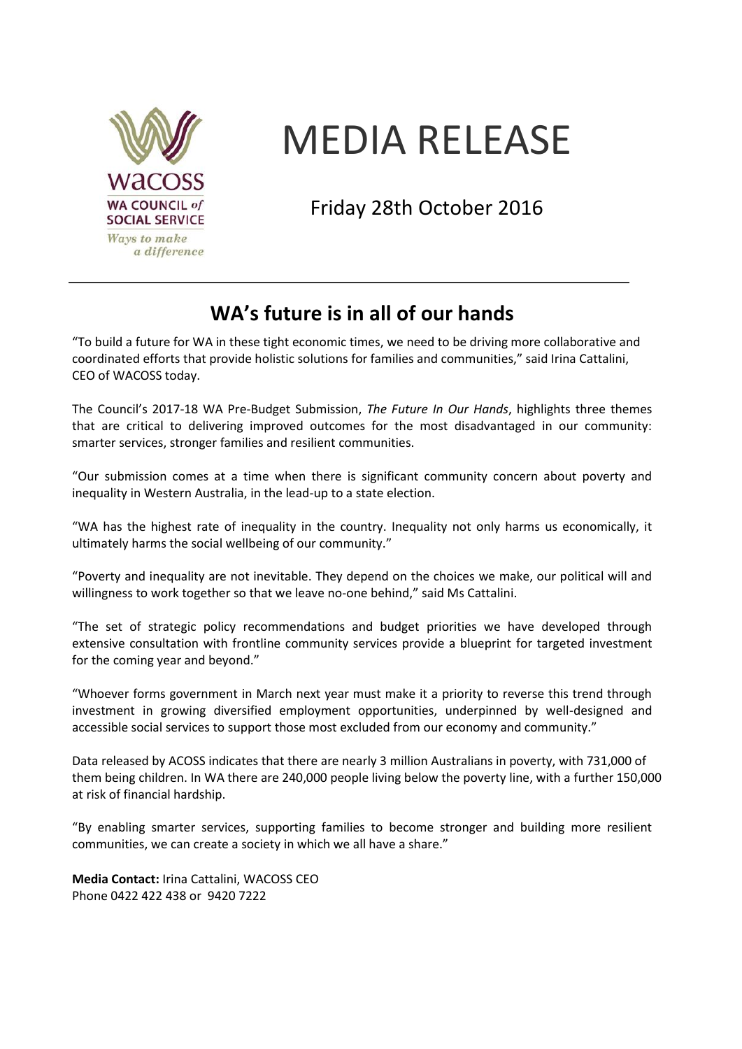WACOSS
WA COUNCIL *of* SOCIAL SERVICE
*Ways to make a difference*

# MEDIA RELEASE

Friday 28th October 2016

## WA's future is in all of our hands

"To build a future for WA in these tight economic times, we need to be driving more collaborative and coordinated efforts that provide holistic solutions for families and communities," said Irina Cattalini, CEO of WACOSS today.

The Council's 2017-18 WA Pre-Budget Submission, *The Future In Our Hands*, highlights three themes that are critical to delivering improved outcomes for the most disadvantaged in our community: smarter services, stronger families and resilient communities.

"Our submission comes at a time when there is significant community concern about poverty and inequality in Western Australia, in the lead-up to a state election.

"WA has the highest rate of inequality in the country. Inequality not only harms us economically, it ultimately harms the social wellbeing of our community."

"Poverty and inequality are not inevitable. They depend on the choices we make, our political will and willingness to work together so that we leave no-one behind," said Ms Cattalini.

"The set of strategic policy recommendations and budget priorities we have developed through extensive consultation with frontline community services provide a blueprint for targeted investment for the coming year and beyond."

"Whoever forms government in March next year must make it a priority to reverse this trend through investment in growing diversified employment opportunities, underpinned by well-designed and accessible social services to support those most excluded from our economy and community."

Data released by ACOSS indicates that there are nearly 3 million Australians in poverty, with 731,000 of them being children. In WA there are 240,000 people living below the poverty line, with a further 150,000 at risk of financial hardship.

"By enabling smarter services, supporting families to become stronger and building more resilient communities, we can create a society in which we all have a share."

**Media Contact:** Irina Cattalini, WACOSS CEO
Phone 0422 422 438 or 9420 7222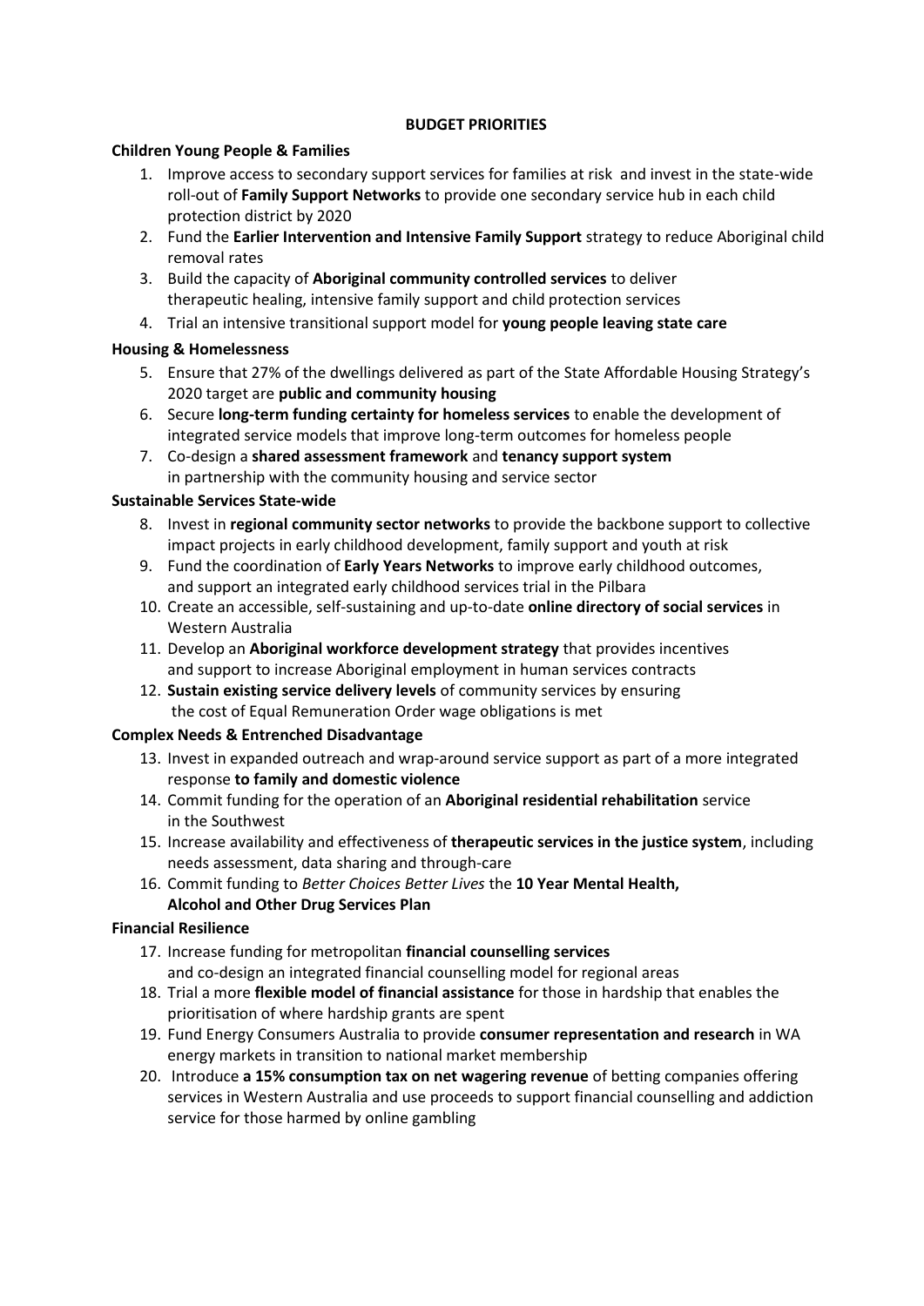## BUDGET PRIORITIES

### Children Young People & Families

1. Improve access to secondary support services for families at risk and invest in the state-wide roll-out of **Family Support Networks** to provide one secondary service hub in each child protection district by 2020
2. Fund the **Earlier Intervention and Intensive Family Support** strategy to reduce Aboriginal child removal rates
3. Build the capacity of **Aboriginal community controlled services** to deliver therapeutic healing, intensive family support and child protection services
4. Trial an intensive transitional support model for **young people leaving state care**

### Housing & Homelessness

5. Ensure that 27% of the dwellings delivered as part of the State Affordable Housing Strategy's 2020 target are **public and community housing**
6. Secure **long-term funding certainty for homeless services** to enable the development of integrated service models that improve long-term outcomes for homeless people
7. Co-design a **shared assessment framework** and **tenancy support system** in partnership with the community housing and service sector

### Sustainable Services State-wide

8. Invest in **regional community sector networks** to provide the backbone support to collective impact projects in early childhood development, family support and youth at risk
9. Fund the coordination of **Early Years Networks** to improve early childhood outcomes, and support an integrated early childhood services trial in the Pilbara
10. Create an accessible, self-sustaining and up-to-date **online directory of social services** in Western Australia
11. Develop an **Aboriginal workforce development strategy** that provides incentives and support to increase Aboriginal employment in human services contracts
12. **Sustain existing service delivery levels** of community services by ensuring the cost of Equal Remuneration Order wage obligations is met

### Complex Needs & Entrenched Disadvantage

13. Invest in expanded outreach and wrap-around service support as part of a more integrated response **to family and domestic violence**
14. Commit funding for the operation of an **Aboriginal residential rehabilitation** service in the Southwest
15. Increase availability and effectiveness of **therapeutic services in the justice system**, including needs assessment, data sharing and through-care
16. Commit funding to *Better Choices Better Lives* the **10 Year Mental Health, Alcohol and Other Drug Services Plan**

### Financial Resilience

17. Increase funding for metropolitan **financial counselling services** and co-design an integrated financial counselling model for regional areas
18. Trial a more **flexible model of financial assistance** for those in hardship that enables the prioritisation of where hardship grants are spent
19. Fund Energy Consumers Australia to provide **consumer representation and research** in WA energy markets in transition to national market membership
20. Introduce **a 15% consumption tax on net wagering revenue** of betting companies offering services in Western Australia and use proceeds to support financial counselling and addiction service for those harmed by online gambling